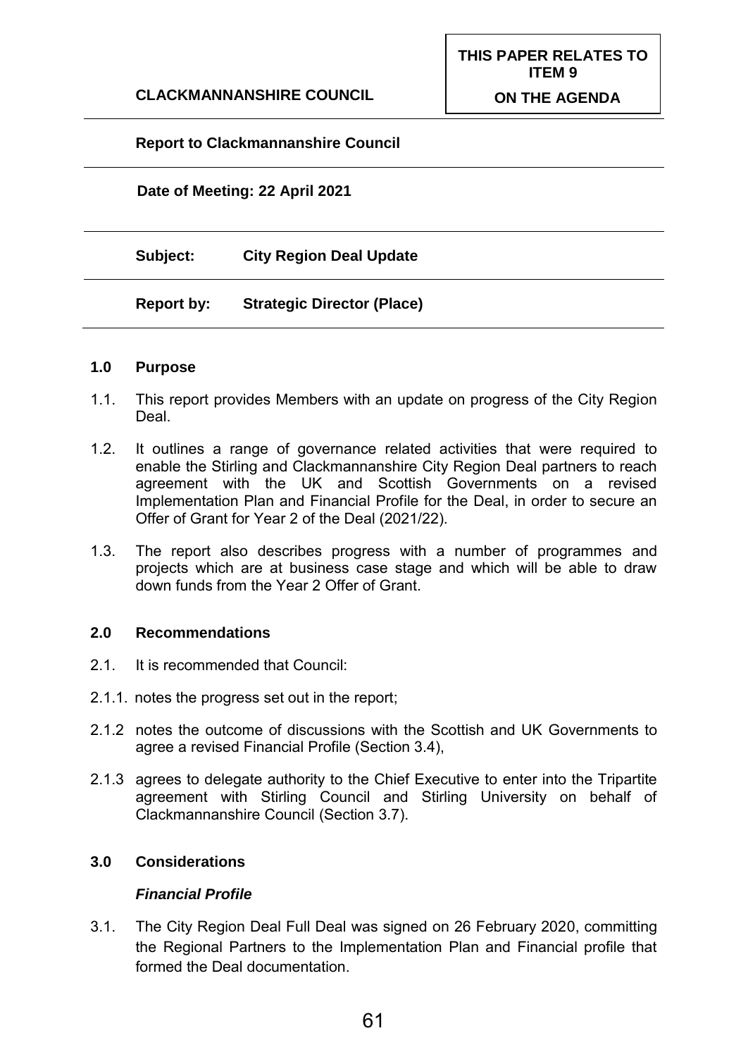**CLACKMANNANSHIRE COUNCIL**

**THIS PAPER RELATES TO ITEM 9 ON THE AGENDA**

**Report to Clackmannanshire Council**

**Date of Meeting: 22 April 2021**

**Subject: City Region Deal Update**

**Report by: Strategic Director (Place)**

## 1.0 Purpose

1.1. This report provides Members with an update on progress of the City Region Deal.

1.2. It outlines a range of governance related activities that were required to enable the Stirling and Clackmannanshire City Region Deal partners to reach agreement with the UK and Scottish Governments on a revised Implementation Plan and Financial Profile for the Deal, in order to secure an Offer of Grant for Year 2 of the Deal (2021/22).

1.3. The report also describes progress with a number of programmes and projects which are at business case stage and which will be able to draw down funds from the Year 2 Offer of Grant.

## 2.0 Recommendations

2.1. It is recommended that Council:

2.1.1. notes the progress set out in the report;

2.1.2 notes the outcome of discussions with the Scottish and UK Governments to agree a revised Financial Profile (Section 3.4),

2.1.3 agrees to delegate authority to the Chief Executive to enter into the Tripartite agreement with Stirling Council and Stirling University on behalf of Clackmannanshire Council (Section 3.7).

## 3.0 Considerations

### *Financial Profile*

3.1. The City Region Deal Full Deal was signed on 26 February 2020, committing the Regional Partners to the Implementation Plan and Financial profile that formed the Deal documentation.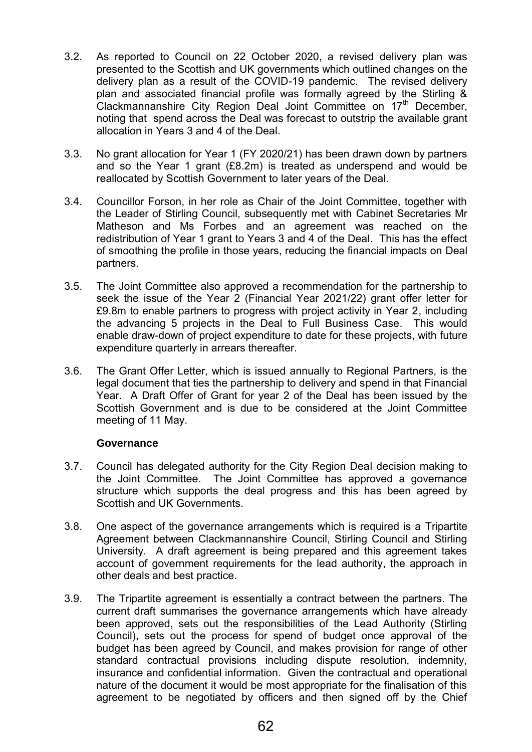3.2. As reported to Council on 22 October 2020, a revised delivery plan was presented to the Scottish and UK governments which outlined changes on the delivery plan as a result of the COVID-19 pandemic. The revised delivery plan and associated financial profile was formally agreed by the Stirling & Clackmannanshire City Region Deal Joint Committee on 17th December, noting that spend across the Deal was forecast to outstrip the available grant allocation in Years 3 and 4 of the Deal.

3.3. No grant allocation for Year 1 (FY 2020/21) has been drawn down by partners and so the Year 1 grant (£8.2m) is treated as underspend and would be reallocated by Scottish Government to later years of the Deal.

3.4. Councillor Forson, in her role as Chair of the Joint Committee, together with the Leader of Stirling Council, subsequently met with Cabinet Secretaries Mr Matheson and Ms Forbes and an agreement was reached on the redistribution of Year 1 grant to Years 3 and 4 of the Deal. This has the effect of smoothing the profile in those years, reducing the financial impacts on Deal partners.

3.5. The Joint Committee also approved a recommendation for the partnership to seek the issue of the Year 2 (Financial Year 2021/22) grant offer letter for £9.8m to enable partners to progress with project activity in Year 2, including the advancing 5 projects in the Deal to Full Business Case. This would enable draw-down of project expenditure to date for these projects, with future expenditure quarterly in arrears thereafter.

3.6. The Grant Offer Letter, which is issued annually to Regional Partners, is the legal document that ties the partnership to delivery and spend in that Financial Year. A Draft Offer of Grant for year 2 of the Deal has been issued by the Scottish Government and is due to be considered at the Joint Committee meeting of 11 May.

**Governance**

3.7. Council has delegated authority for the City Region Deal decision making to the Joint Committee. The Joint Committee has approved a governance structure which supports the deal progress and this has been agreed by Scottish and UK Governments.

3.8. One aspect of the governance arrangements which is required is a Tripartite Agreement between Clackmannanshire Council, Stirling Council and Stirling University. A draft agreement is being prepared and this agreement takes account of government requirements for the lead authority, the approach in other deals and best practice.

3.9. The Tripartite agreement is essentially a contract between the partners. The current draft summarises the governance arrangements which have already been approved, sets out the responsibilities of the Lead Authority (Stirling Council), sets out the process for spend of budget once approval of the budget has been agreed by Council, and makes provision for range of other standard contractual provisions including dispute resolution, indemnity, insurance and confidential information. Given the contractual and operational nature of the document it would be most appropriate for the finalisation of this agreement to be negotiated by officers and then signed off by the Chief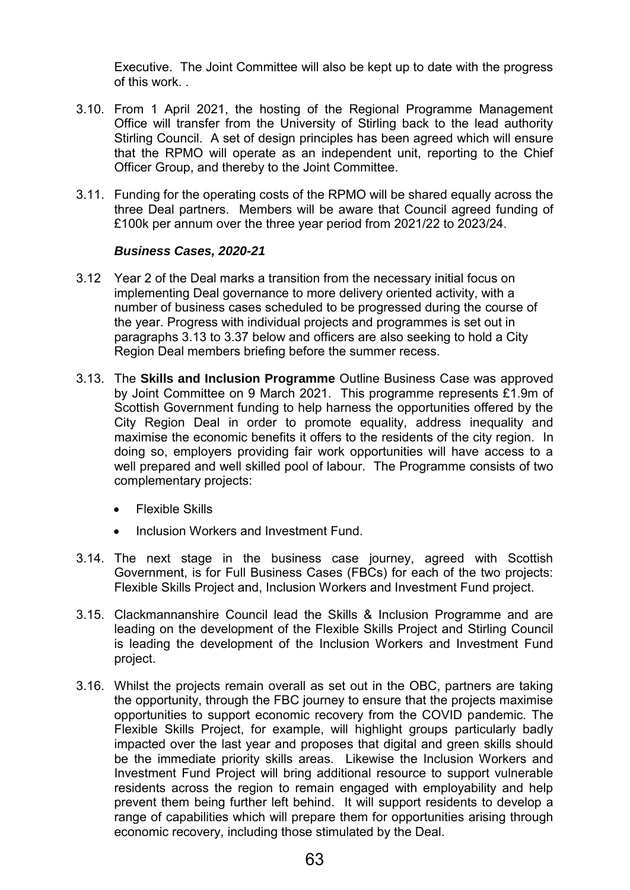Executive. The Joint Committee will also be kept up to date with the progress of this work. .

3.10. From 1 April 2021, the hosting of the Regional Programme Management Office will transfer from the University of Stirling back to the lead authority Stirling Council. A set of design principles has been agreed which will ensure that the RPMO will operate as an independent unit, reporting to the Chief Officer Group, and thereby to the Joint Committee.

3.11. Funding for the operating costs of the RPMO will be shared equally across the three Deal partners. Members will be aware that Council agreed funding of £100k per annum over the three year period from 2021/22 to 2023/24.

***Business Cases, 2020-21***

3.12 Year 2 of the Deal marks a transition from the necessary initial focus on implementing Deal governance to more delivery oriented activity, with a number of business cases scheduled to be progressed during the course of the year. Progress with individual projects and programmes is set out in paragraphs 3.13 to 3.37 below and officers are also seeking to hold a City Region Deal members briefing before the summer recess.

3.13. The **Skills and Inclusion Programme** Outline Business Case was approved by Joint Committee on 9 March 2021. This programme represents £1.9m of Scottish Government funding to help harness the opportunities offered by the City Region Deal in order to promote equality, address inequality and maximise the economic benefits it offers to the residents of the city region. In doing so, employers providing fair work opportunities will have access to a well prepared and well skilled pool of labour. The Programme consists of two complementary projects:

- Flexible Skills
- Inclusion Workers and Investment Fund.

3.14. The next stage in the business case journey, agreed with Scottish Government, is for Full Business Cases (FBCs) for each of the two projects: Flexible Skills Project and, Inclusion Workers and Investment Fund project.

3.15. Clackmannanshire Council lead the Skills & Inclusion Programme and are leading on the development of the Flexible Skills Project and Stirling Council is leading the development of the Inclusion Workers and Investment Fund project.

3.16. Whilst the projects remain overall as set out in the OBC, partners are taking the opportunity, through the FBC journey to ensure that the projects maximise opportunities to support economic recovery from the COVID pandemic. The Flexible Skills Project, for example, will highlight groups particularly badly impacted over the last year and proposes that digital and green skills should be the immediate priority skills areas. Likewise the Inclusion Workers and Investment Fund Project will bring additional resource to support vulnerable residents across the region to remain engaged with employability and help prevent them being further left behind. It will support residents to develop a range of capabilities which will prepare them for opportunities arising through economic recovery, including those stimulated by the Deal.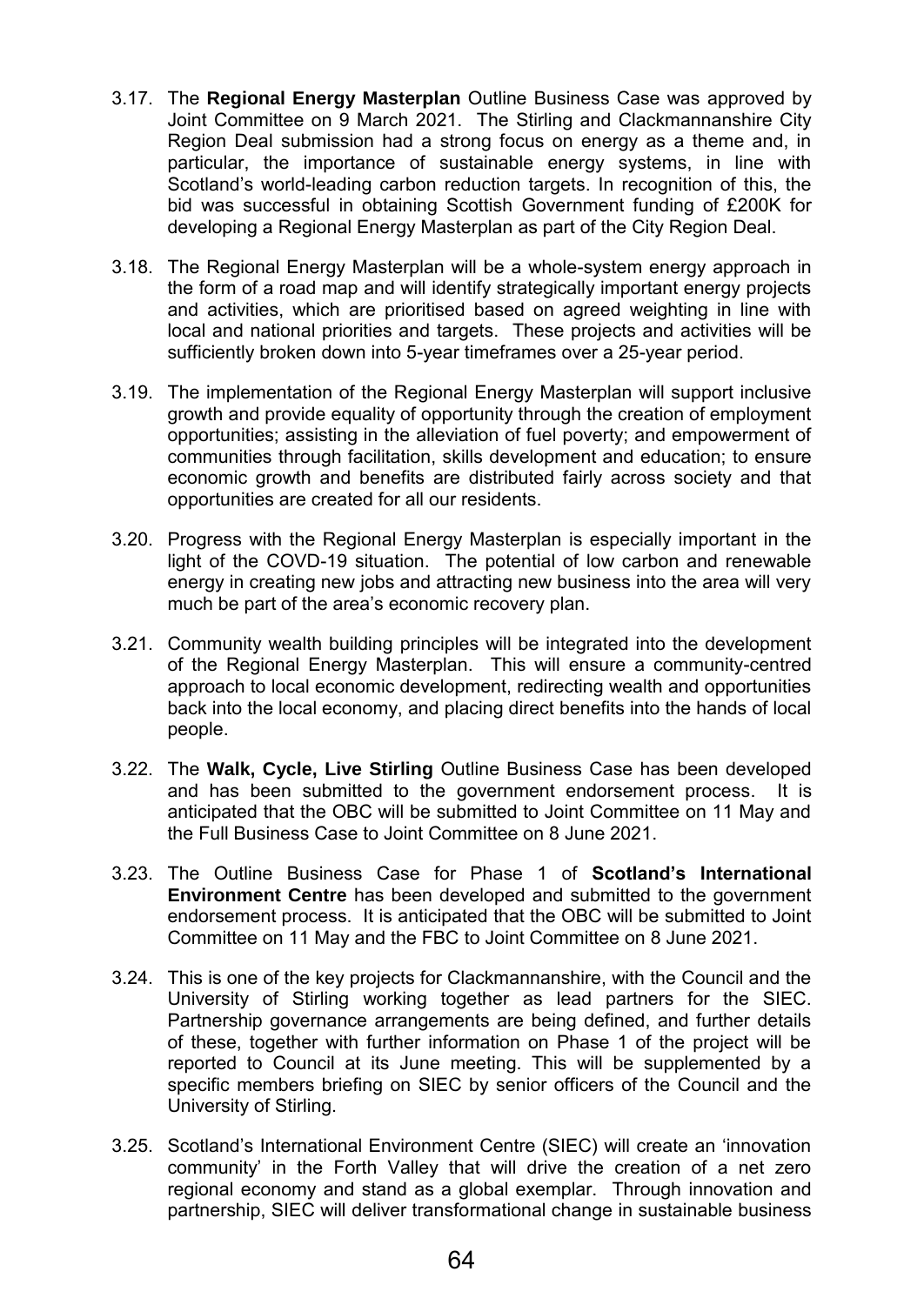3.17. The **Regional Energy Masterplan** Outline Business Case was approved by Joint Committee on 9 March 2021. The Stirling and Clackmannanshire City Region Deal submission had a strong focus on energy as a theme and, in particular, the importance of sustainable energy systems, in line with Scotland's world-leading carbon reduction targets. In recognition of this, the bid was successful in obtaining Scottish Government funding of £200K for developing a Regional Energy Masterplan as part of the City Region Deal.

3.18. The Regional Energy Masterplan will be a whole-system energy approach in the form of a road map and will identify strategically important energy projects and activities, which are prioritised based on agreed weighting in line with local and national priorities and targets. These projects and activities will be sufficiently broken down into 5-year timeframes over a 25-year period.

3.19. The implementation of the Regional Energy Masterplan will support inclusive growth and provide equality of opportunity through the creation of employment opportunities; assisting in the alleviation of fuel poverty; and empowerment of communities through facilitation, skills development and education; to ensure economic growth and benefits are distributed fairly across society and that opportunities are created for all our residents.

3.20. Progress with the Regional Energy Masterplan is especially important in the light of the COVD-19 situation. The potential of low carbon and renewable energy in creating new jobs and attracting new business into the area will very much be part of the area's economic recovery plan.

3.21. Community wealth building principles will be integrated into the development of the Regional Energy Masterplan. This will ensure a community-centred approach to local economic development, redirecting wealth and opportunities back into the local economy, and placing direct benefits into the hands of local people.

3.22. The **Walk, Cycle, Live Stirling** Outline Business Case has been developed and has been submitted to the government endorsement process. It is anticipated that the OBC will be submitted to Joint Committee on 11 May and the Full Business Case to Joint Committee on 8 June 2021.

3.23. The Outline Business Case for Phase 1 of **Scotland's International Environment Centre** has been developed and submitted to the government endorsement process. It is anticipated that the OBC will be submitted to Joint Committee on 11 May and the FBC to Joint Committee on 8 June 2021.

3.24. This is one of the key projects for Clackmannanshire, with the Council and the University of Stirling working together as lead partners for the SIEC. Partnership governance arrangements are being defined, and further details of these, together with further information on Phase 1 of the project will be reported to Council at its June meeting. This will be supplemented by a specific members briefing on SIEC by senior officers of the Council and the University of Stirling.

3.25. Scotland's International Environment Centre (SIEC) will create an 'innovation community' in the Forth Valley that will drive the creation of a net zero regional economy and stand as a global exemplar. Through innovation and partnership, SIEC will deliver transformational change in sustainable business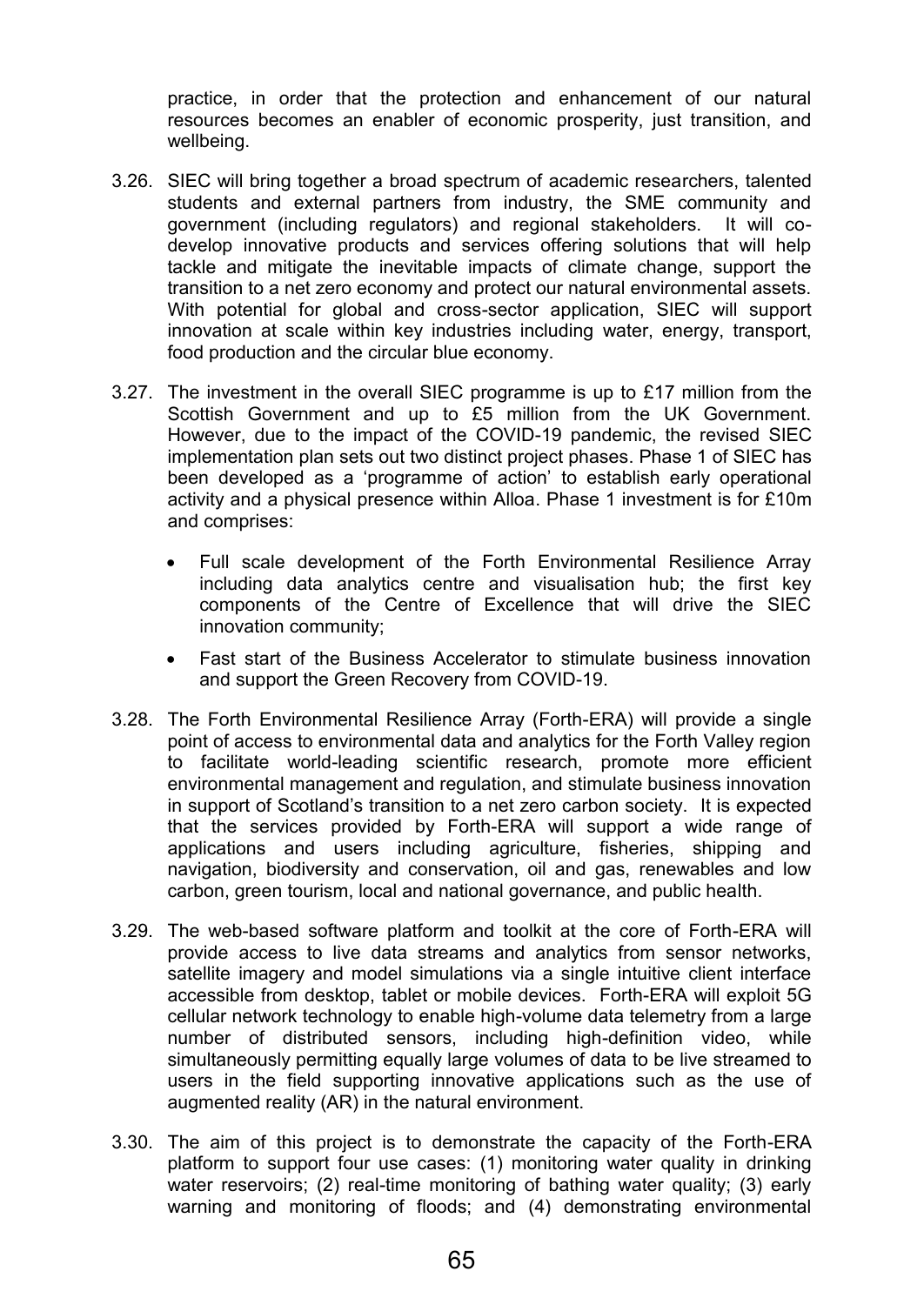practice, in order that the protection and enhancement of our natural resources becomes an enabler of economic prosperity, just transition, and wellbeing.

3.26. SIEC will bring together a broad spectrum of academic researchers, talented students and external partners from industry, the SME community and government (including regulators) and regional stakeholders. It will co-develop innovative products and services offering solutions that will help tackle and mitigate the inevitable impacts of climate change, support the transition to a net zero economy and protect our natural environmental assets. With potential for global and cross-sector application, SIEC will support innovation at scale within key industries including water, energy, transport, food production and the circular blue economy.

3.27. The investment in the overall SIEC programme is up to £17 million from the Scottish Government and up to £5 million from the UK Government. However, due to the impact of the COVID-19 pandemic, the revised SIEC implementation plan sets out two distinct project phases. Phase 1 of SIEC has been developed as a 'programme of action' to establish early operational activity and a physical presence within Alloa. Phase 1 investment is for £10m and comprises:

- Full scale development of the Forth Environmental Resilience Array including data analytics centre and visualisation hub; the first key components of the Centre of Excellence that will drive the SIEC innovation community;
- Fast start of the Business Accelerator to stimulate business innovation and support the Green Recovery from COVID-19.

3.28. The Forth Environmental Resilience Array (Forth-ERA) will provide a single point of access to environmental data and analytics for the Forth Valley region to facilitate world-leading scientific research, promote more efficient environmental management and regulation, and stimulate business innovation in support of Scotland's transition to a net zero carbon society. It is expected that the services provided by Forth-ERA will support a wide range of applications and users including agriculture, fisheries, shipping and navigation, biodiversity and conservation, oil and gas, renewables and low carbon, green tourism, local and national governance, and public health.

3.29. The web-based software platform and toolkit at the core of Forth-ERA will provide access to live data streams and analytics from sensor networks, satellite imagery and model simulations via a single intuitive client interface accessible from desktop, tablet or mobile devices. Forth-ERA will exploit 5G cellular network technology to enable high-volume data telemetry from a large number of distributed sensors, including high-definition video, while simultaneously permitting equally large volumes of data to be live streamed to users in the field supporting innovative applications such as the use of augmented reality (AR) in the natural environment.

3.30. The aim of this project is to demonstrate the capacity of the Forth-ERA platform to support four use cases: (1) monitoring water quality in drinking water reservoirs; (2) real-time monitoring of bathing water quality; (3) early warning and monitoring of floods; and (4) demonstrating environmental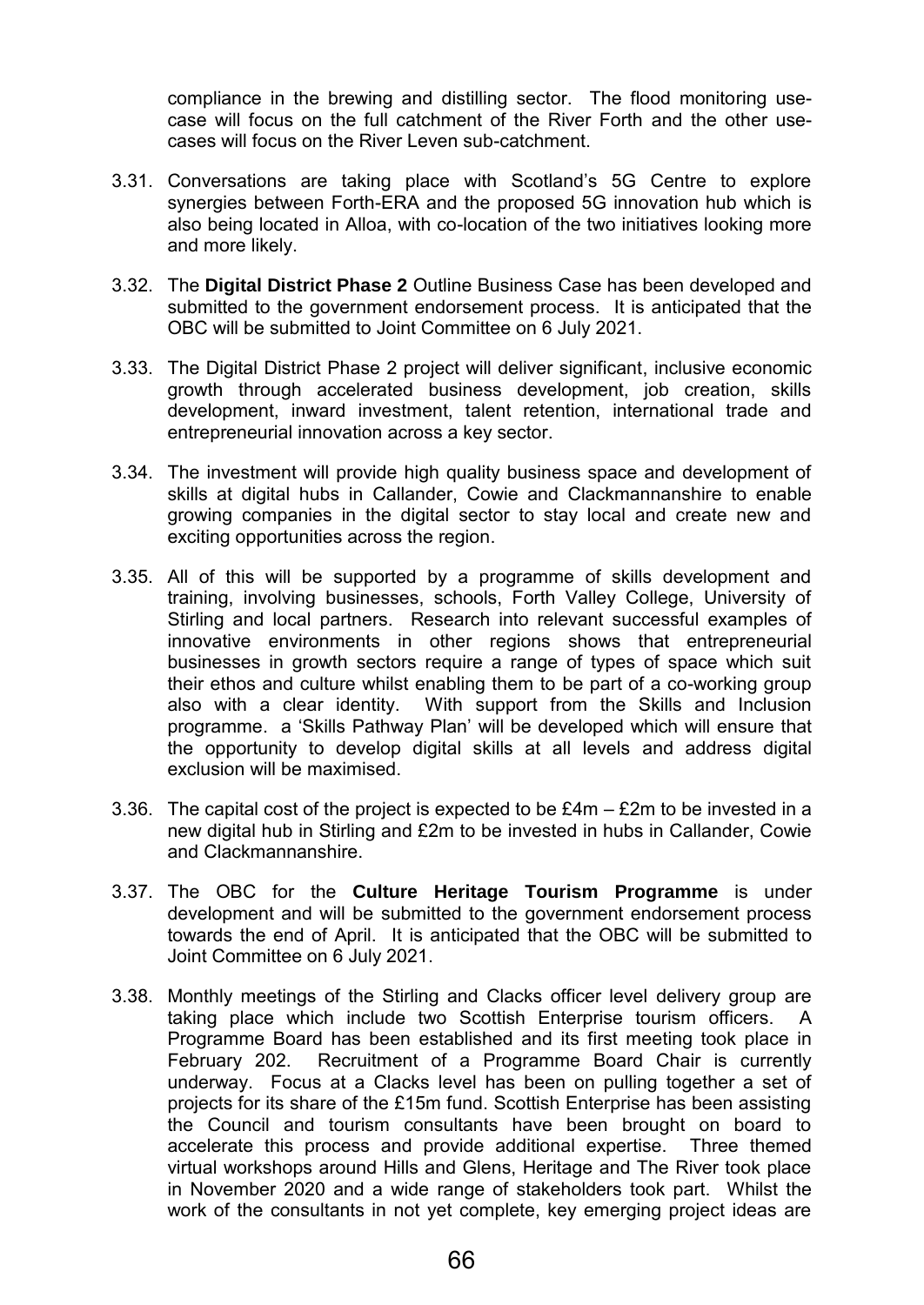compliance in the brewing and distilling sector. The flood monitoring use-case will focus on the full catchment of the River Forth and the other use-cases will focus on the River Leven sub-catchment.

3.31. Conversations are taking place with Scotland's 5G Centre to explore synergies between Forth-ERA and the proposed 5G innovation hub which is also being located in Alloa, with co-location of the two initiatives looking more and more likely.

3.32. The **Digital District Phase 2** Outline Business Case has been developed and submitted to the government endorsement process. It is anticipated that the OBC will be submitted to Joint Committee on 6 July 2021.

3.33. The Digital District Phase 2 project will deliver significant, inclusive economic growth through accelerated business development, job creation, skills development, inward investment, talent retention, international trade and entrepreneurial innovation across a key sector.

3.34. The investment will provide high quality business space and development of skills at digital hubs in Callander, Cowie and Clackmannanshire to enable growing companies in the digital sector to stay local and create new and exciting opportunities across the region.

3.35. All of this will be supported by a programme of skills development and training, involving businesses, schools, Forth Valley College, University of Stirling and local partners. Research into relevant successful examples of innovative environments in other regions shows that entrepreneurial businesses in growth sectors require a range of types of space which suit their ethos and culture whilst enabling them to be part of a co-working group also with a clear identity. With support from the Skills and Inclusion programme. a 'Skills Pathway Plan' will be developed which will ensure that the opportunity to develop digital skills at all levels and address digital exclusion will be maximised.

3.36. The capital cost of the project is expected to be £4m – £2m to be invested in a new digital hub in Stirling and £2m to be invested in hubs in Callander, Cowie and Clackmannanshire.

3.37. The OBC for the **Culture Heritage Tourism Programme** is under development and will be submitted to the government endorsement process towards the end of April. It is anticipated that the OBC will be submitted to Joint Committee on 6 July 2021.

3.38. Monthly meetings of the Stirling and Clacks officer level delivery group are taking place which include two Scottish Enterprise tourism officers. A Programme Board has been established and its first meeting took place in February 202. Recruitment of a Programme Board Chair is currently underway. Focus at a Clacks level has been on pulling together a set of projects for its share of the £15m fund. Scottish Enterprise has been assisting the Council and tourism consultants have been brought on board to accelerate this process and provide additional expertise. Three themed virtual workshops around Hills and Glens, Heritage and The River took place in November 2020 and a wide range of stakeholders took part. Whilst the work of the consultants in not yet complete, key emerging project ideas are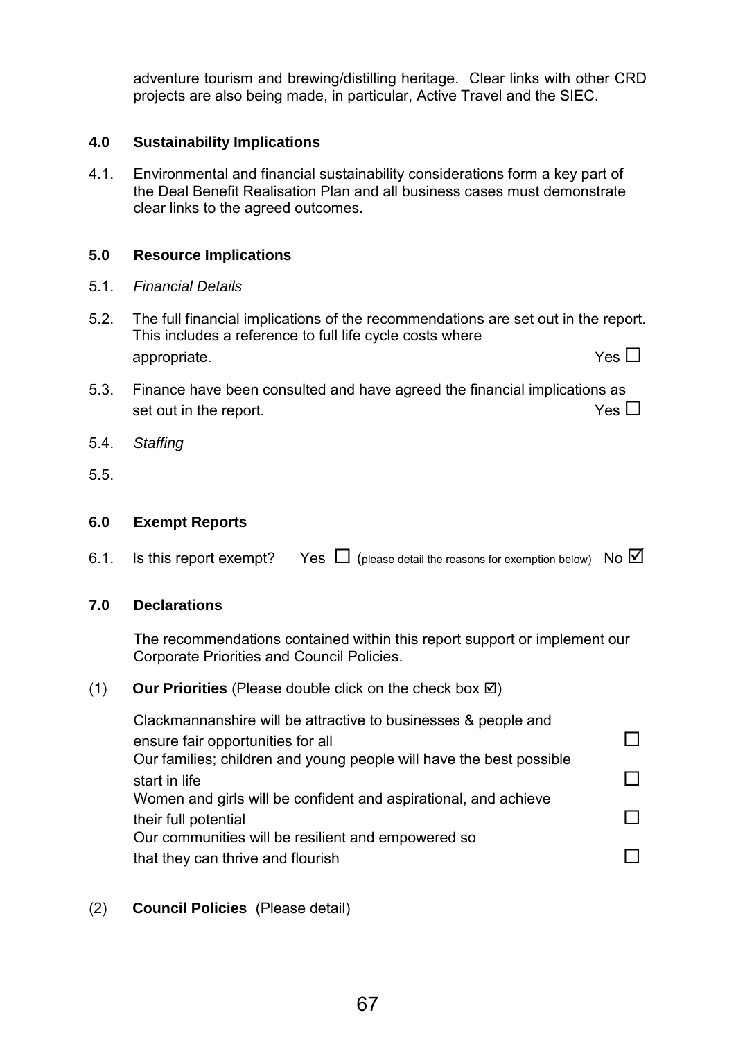adventure tourism and brewing/distilling heritage. Clear links with other CRD projects are also being made, in particular, Active Travel and the SIEC.

**4.0 Sustainability Implications**

4.1. Environmental and financial sustainability considerations form a key part of the Deal Benefit Realisation Plan and all business cases must demonstrate clear links to the agreed outcomes.

**5.0 Resource Implications**

5.1. *Financial Details*

5.2. The full financial implications of the recommendations are set out in the report. This includes a reference to full life cycle costs where appropriate. Yes ☐

5.3. Finance have been consulted and have agreed the financial implications as set out in the report. Yes ☐

5.4. *Staffing*

5.5.

**6.0 Exempt Reports**

6.1. Is this report exempt? Yes ☐ (please detail the reasons for exemption below) No ☑

**7.0 Declarations**

The recommendations contained within this report support or implement our Corporate Priorities and Council Policies.

(1) **Our Priorities** (Please double click on the check box ☑)

Clackmannanshire will be attractive to businesses & people and ensure fair opportunities for all ☐

Our families; children and young people will have the best possible start in life ☐

Women and girls will be confident and aspirational, and achieve their full potential ☐

Our communities will be resilient and empowered so that they can thrive and flourish ☐

(2) **Council Policies** (Please detail)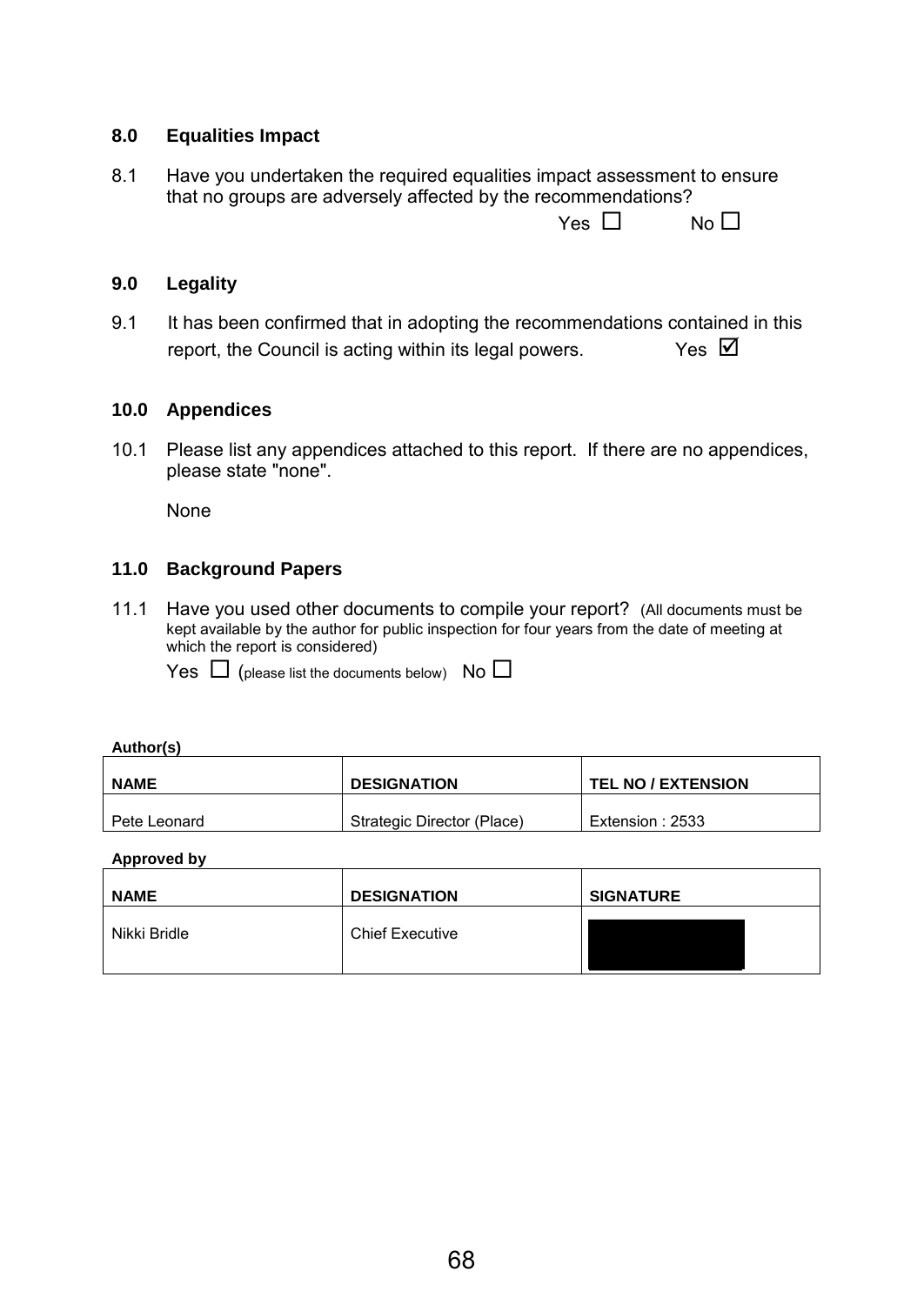## 8.0 Equalities Impact

8.1 Have you undertaken the required equalities impact assessment to ensure that no groups are adversely affected by the recommendations?

Yes ☐ No ☐

## 9.0 Legality

9.1 It has been confirmed that in adopting the recommendations contained in this report, the Council is acting within its legal powers. Yes ☑

## 10.0 Appendices

10.1 Please list any appendices attached to this report. If there are no appendices, please state "none".

None

## 11.0 Background Papers

11.1 Have you used other documents to compile your report? (All documents must be kept available by the author for public inspection for four years from the date of meeting at which the report is considered)

Yes ☐ (please list the documents below) No ☐

**Author(s)**

| NAME | DESIGNATION | TEL NO / EXTENSION |
| --- | --- | --- |
| Pete Leonard | Strategic Director (Place) | Extension : 2533 |

**Approved by**

| NAME | DESIGNATION | SIGNATURE |
| --- | --- | --- |
| Nikki Bridle | Chief Executive | |